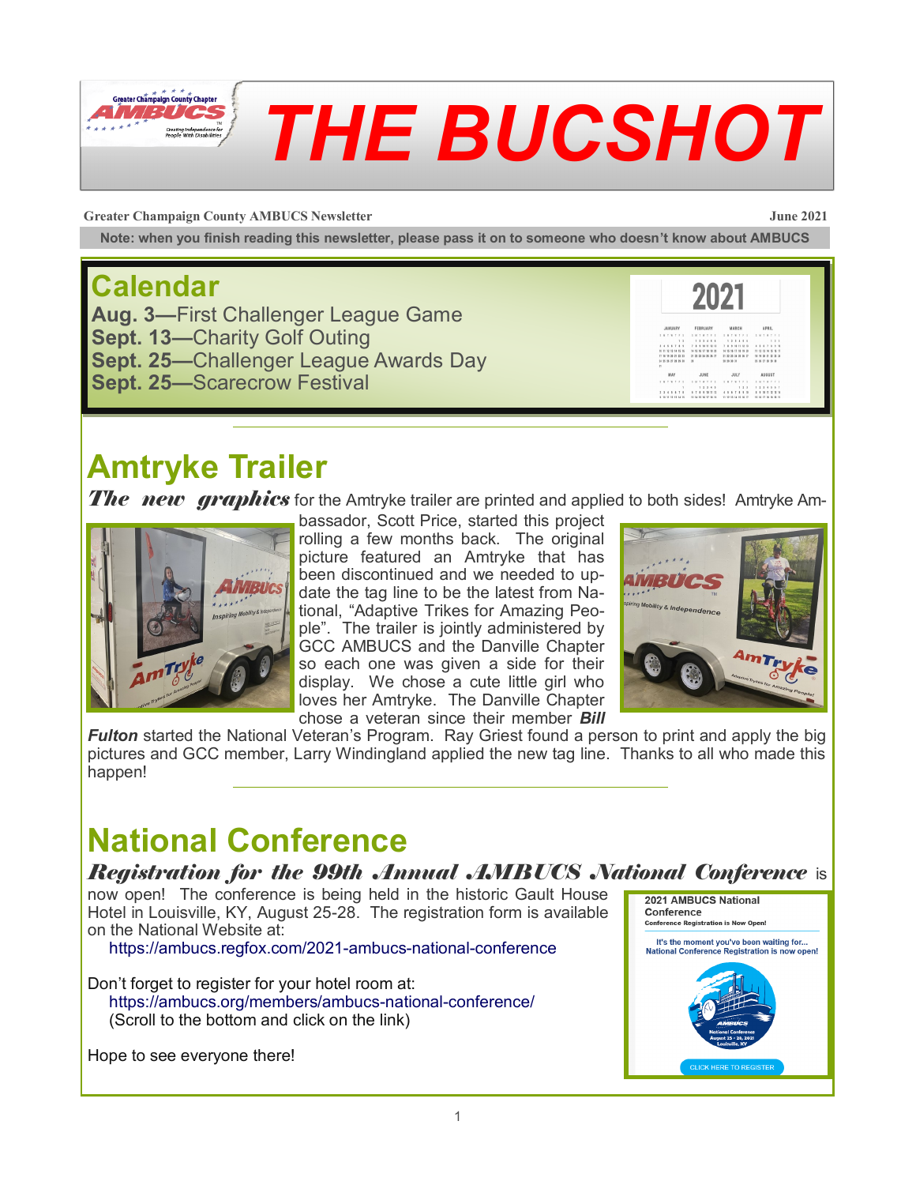# THE BUCSHOT

**Greater Champaign County AMBUCS Newsletter** — **June 2021**

**Note: when you finish reading this newsletter, please pass it on to someone who doesn't know about AMBUCS**

## Calendar

**Aug. 3—**First Challenger League Game
**Sept. 13—**Charity Golf Outing
**Sept. 25—**Challenger League Awards Day
**Sept. 25—**Scarecrow Festival

## Amtryke Trailer

***The new graphics*** for the Amtryke trailer are printed and applied to both sides! Amtryke Ambassador, Scott Price, started this project rolling a few months back. The original picture featured an Amtryke that has been discontinued and we needed to update the tag line to be the latest from National, "Adaptive Trikes for Amazing People". The trailer is jointly administered by GCC AMBUCS and the Danville Chapter so each one was given a side for their display. We chose a cute little girl who loves her Amtryke. The Danville Chapter chose a veteran since their member ***Bill Fulton*** started the National Veteran's Program. Ray Griest found a person to print and apply the big pictures and GCC member, Larry Windingland applied the new tag line. Thanks to all who made this happen!

## National Conference

***Registration for the 99th Annual AMBUCS National Conference*** is now open! The conference is being held in the historic Gault House Hotel in Louisville, KY, August 25-28. The registration form is available on the National Website at:

https://ambucs.regfox.com/2021-ambucs-national-conference

Don't forget to register for your hotel room at:
https://ambucs.org/members/ambucs-national-conference/
(Scroll to the bottom and click on the link)

Hope to see everyone there!

**2021 AMBUCS National Conference**
Conference Registration is Now Open!

It's the moment you've been waiting for... National Conference Registration is now open!

CLICK HERE TO REGISTER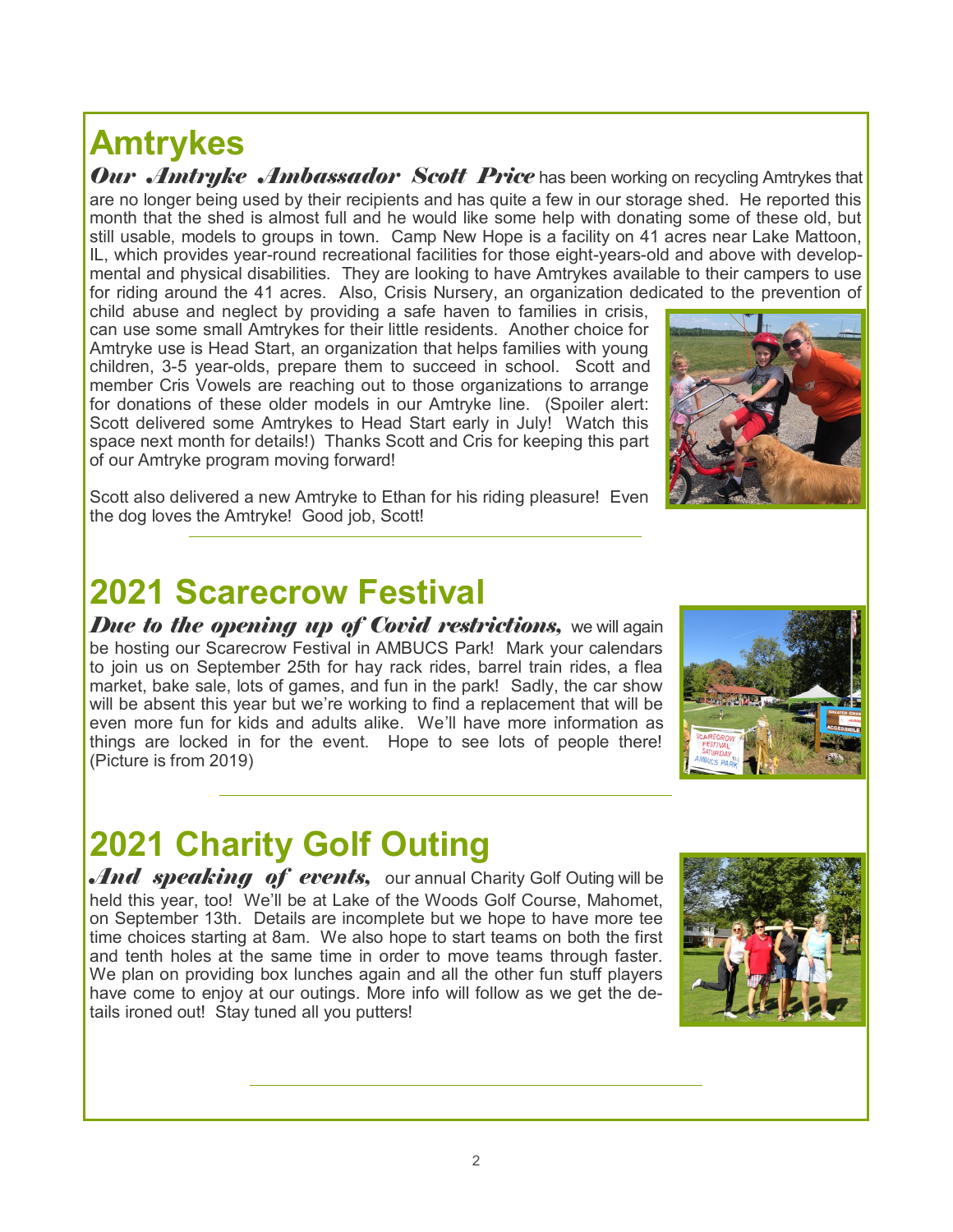# Amtrykes

***Our Amtryke Ambassador Scott Price*** has been working on recycling Amtrykes that are no longer being used by their recipients and has quite a few in our storage shed. He reported this month that the shed is almost full and he would like some help with donating some of these old, but still usable, models to groups in town. Camp New Hope is a facility on 41 acres near Lake Mattoon, IL, which provides year-round recreational facilities for those eight-years-old and above with developmental and physical disabilities. They are looking to have Amtrykes available to their campers to use for riding around the 41 acres. Also, Crisis Nursery, an organization dedicated to the prevention of child abuse and neglect by providing a safe haven to families in crisis, can use some small Amtrykes for their little residents. Another choice for Amtryke use is Head Start, an organization that helps families with young children, 3-5 year-olds, prepare them to succeed in school. Scott and member Cris Vowels are reaching out to those organizations to arrange for donations of these older models in our Amtryke line. (Spoiler alert: Scott delivered some Amtrykes to Head Start early in July! Watch this space next month for details!) Thanks Scott and Cris for keeping this part of our Amtryke program moving forward!

Scott also delivered a new Amtryke to Ethan for his riding pleasure! Even the dog loves the Amtryke! Good job, Scott!

# 2021 Scarecrow Festival

***Due to the opening up of Covid restrictions,*** we will again be hosting our Scarecrow Festival in AMBUCS Park! Mark your calendars to join us on September 25th for hay rack rides, barrel train rides, a flea market, bake sale, lots of games, and fun in the park! Sadly, the car show will be absent this year but we're working to find a replacement that will be even more fun for kids and adults alike. We'll have more information as things are locked in for the event. Hope to see lots of people there! (Picture is from 2019)

# 2021 Charity Golf Outing

***And speaking of events,*** our annual Charity Golf Outing will be held this year, too! We'll be at Lake of the Woods Golf Course, Mahomet, on September 13th. Details are incomplete but we hope to have more tee time choices starting at 8am. We also hope to start teams on both the first and tenth holes at the same time in order to move teams through faster. We plan on providing box lunches again and all the other fun stuff players have come to enjoy at our outings. More info will follow as we get the details ironed out! Stay tuned all you putters!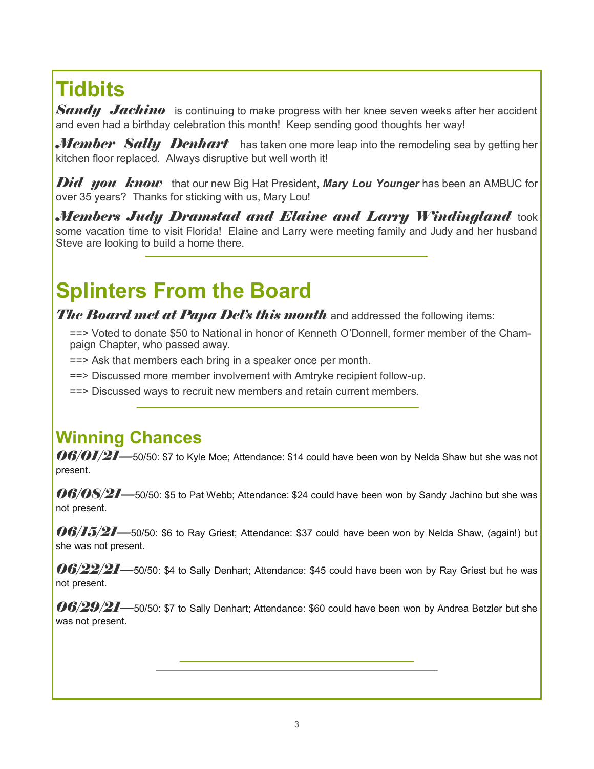# Tidbits

***Sandy Jachino*** is continuing to make progress with her knee seven weeks after her accident and even had a birthday celebration this month! Keep sending good thoughts her way!

***Member Sally Denhart*** has taken one more leap into the remodeling sea by getting her kitchen floor replaced. Always disruptive but well worth it!

***Did you know*** that our new Big Hat President, ***Mary Lou Younger*** has been an AMBUC for over 35 years? Thanks for sticking with us, Mary Lou!

***Members Judy Dramstad and Elaine and Larry Windingland*** took some vacation time to visit Florida! Elaine and Larry were meeting family and Judy and her husband Steve are looking to build a home there.

---

# Splinters From the Board

***The Board met at Papa Del's this month*** and addressed the following items:

==> Voted to donate $50 to National in honor of Kenneth O'Donnell, former member of the Champaign Chapter, who passed away.

==> Ask that members each bring in a speaker once per month.

==> Discussed more member involvement with Amtryke recipient follow-up.

==> Discussed ways to recruit new members and retain current members.

---

## Winning Chances

***06/01/21***—50/50: $7 to Kyle Moe; Attendance: $14 could have been won by Nelda Shaw but she was not present.

***06/08/21***—50/50: $5 to Pat Webb; Attendance: $24 could have been won by Sandy Jachino but she was not present.

***06/15/21***—50/50: $6 to Ray Griest; Attendance: $37 could have been won by Nelda Shaw, (again!) but she was not present.

***06/22/21***—50/50: $4 to Sally Denhart; Attendance: $45 could have been won by Ray Griest but he was not present.

***06/29/21***—50/50: $7 to Sally Denhart; Attendance: $60 could have been won by Andrea Betzler but she was not present.